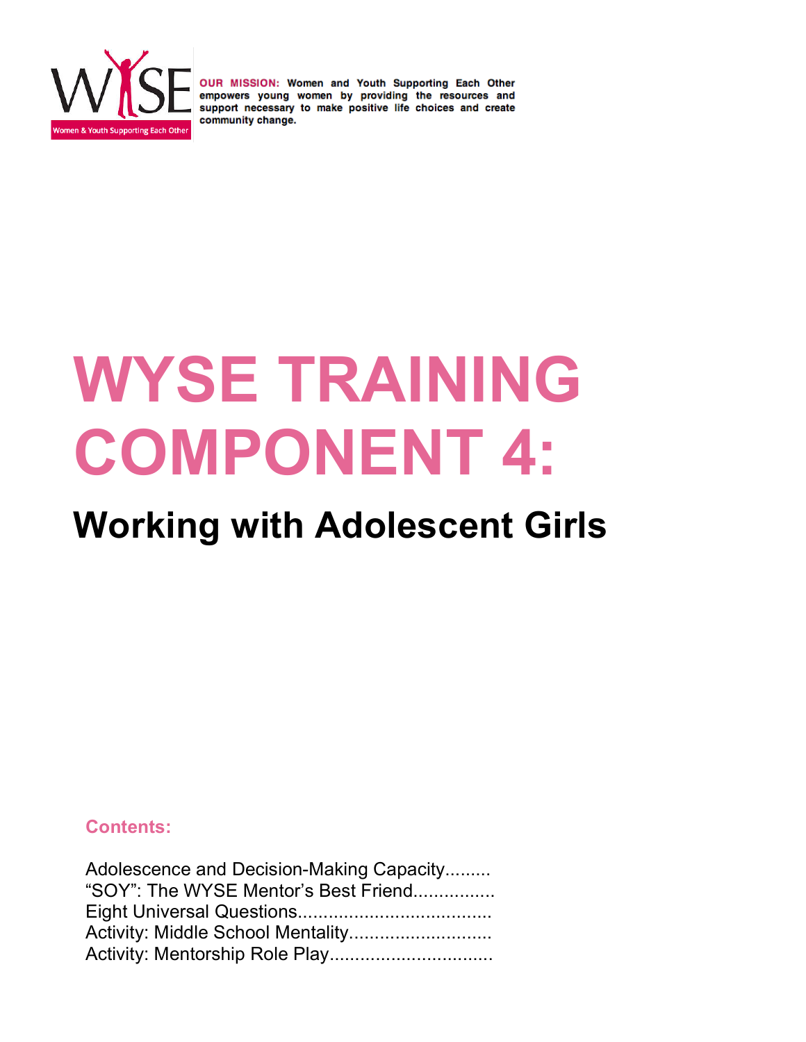**OUR MISSION:** Women and Youth Supporting Each Other empowers young women by providing the resources and support necessary to make positive life choices and create community change.

# WYSE TRAINING COMPONENT 4:

## Working with Adolescent Girls

**Contents:**

Adolescence and Decision-Making Capacity.........
"SOY": The WYSE Mentor's Best Friend................
Eight Universal Questions.....................................
Activity: Middle School Mentality............................
Activity: Mentorship Role Play................................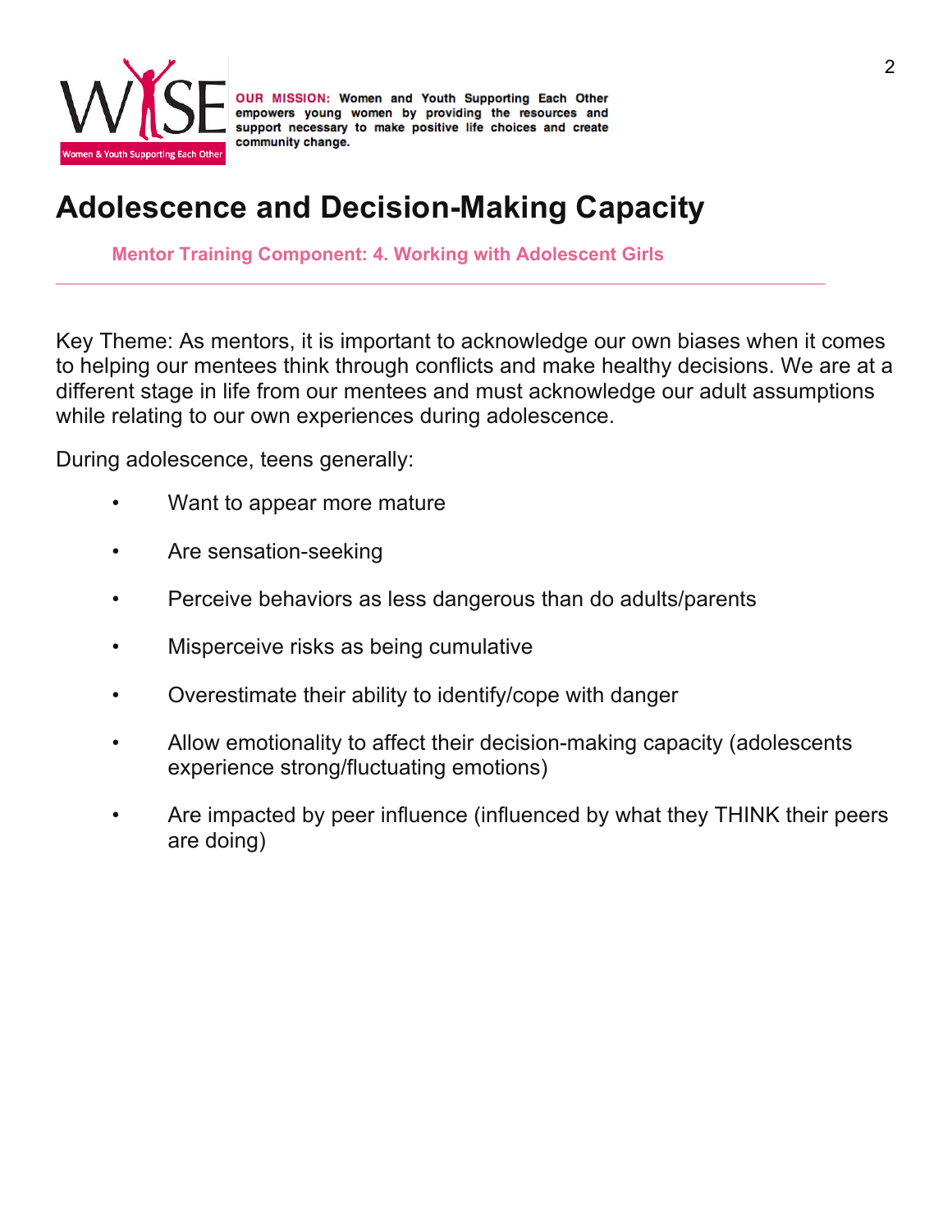**OUR MISSION:** Women and Youth Supporting Each Other empowers young women by providing the resources and support necessary to make positive life choices and create community change.

# Adolescence and Decision-Making Capacity

**Mentor Training Component: 4. Working with Adolescent Girls**

---

Key Theme: As mentors, it is important to acknowledge our own biases when it comes to helping our mentees think through conflicts and make healthy decisions. We are at a different stage in life from our mentees and must acknowledge our adult assumptions while relating to our own experiences during adolescence.

During adolescence, teens generally:

- Want to appear more mature
- Are sensation-seeking
- Perceive behaviors as less dangerous than do adults/parents
- Misperceive risks as being cumulative
- Overestimate their ability to identify/cope with danger
- Allow emotionality to affect their decision-making capacity (adolescents experience strong/fluctuating emotions)
- Are impacted by peer influence (influenced by what they THINK their peers are doing)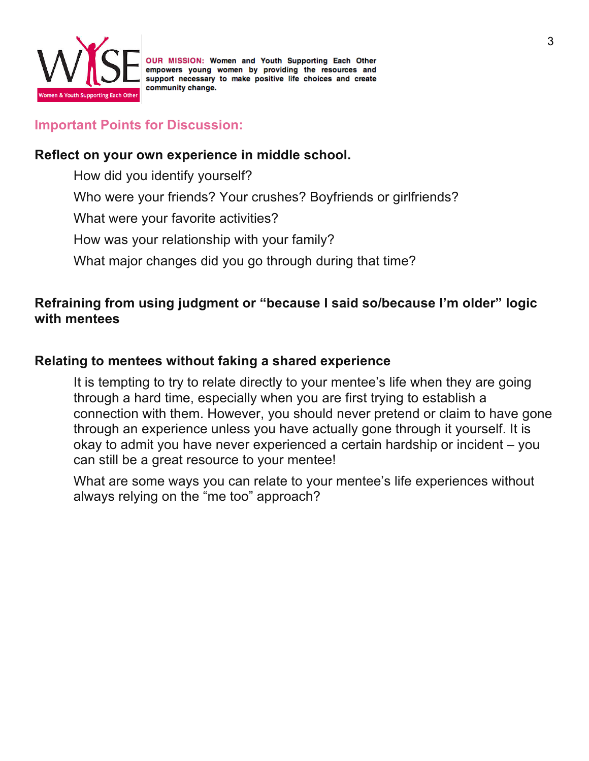**OUR MISSION:** Women and Youth Supporting Each Other empowers young women by providing the resources and support necessary to make positive life choices and create community change.

## Important Points for Discussion:

**Reflect on your own experience in middle school.**

How did you identify yourself?

Who were your friends? Your crushes? Boyfriends or girlfriends?

What were your favorite activities?

How was your relationship with your family?

What major changes did you go through during that time?

**Refraining from using judgment or "because I said so/because I'm older" logic with mentees**

**Relating to mentees without faking a shared experience**

It is tempting to try to relate directly to your mentee's life when they are going through a hard time, especially when you are first trying to establish a connection with them. However, you should never pretend or claim to have gone through an experience unless you have actually gone through it yourself. It is okay to admit you have never experienced a certain hardship or incident – you can still be a great resource to your mentee!

What are some ways you can relate to your mentee's life experiences without always relying on the "me too" approach?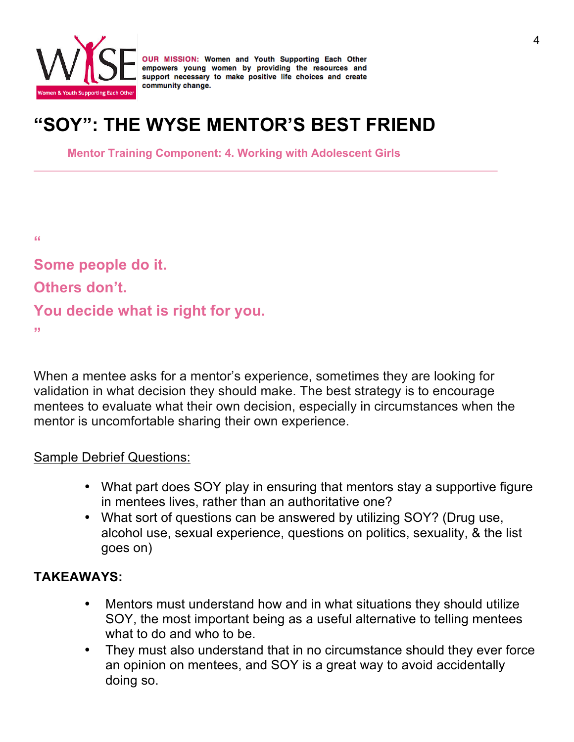WYSE — Women & Youth Supporting Each Other

**OUR MISSION:** Women and Youth Supporting Each Other empowers young women by providing the resources and support necessary to make positive life choices and create community change.

# "SOY": THE WYSE MENTOR'S BEST FRIEND

**Mentor Training Component: 4. Working with Adolescent Girls**

---

> **"Some people do it.**
> **Others don't.**
> **You decide what is right for you."**

When a mentee asks for a mentor's experience, sometimes they are looking for validation in what decision they should make. The best strategy is to encourage mentees to evaluate what their own decision, especially in circumstances when the mentor is uncomfortable sharing their own experience.

<u>Sample Debrief Questions:</u>

- What part does SOY play in ensuring that mentors stay a supportive figure in mentees lives, rather than an authoritative one?
- What sort of questions can be answered by utilizing SOY? (Drug use, alcohol use, sexual experience, questions on politics, sexuality, & the list goes on)

**TAKEAWAYS:**

- Mentors must understand how and in what situations they should utilize SOY, the most important being as a useful alternative to telling mentees what to do and who to be.
- They must also understand that in no circumstance should they ever force an opinion on mentees, and SOY is a great way to avoid accidentally doing so.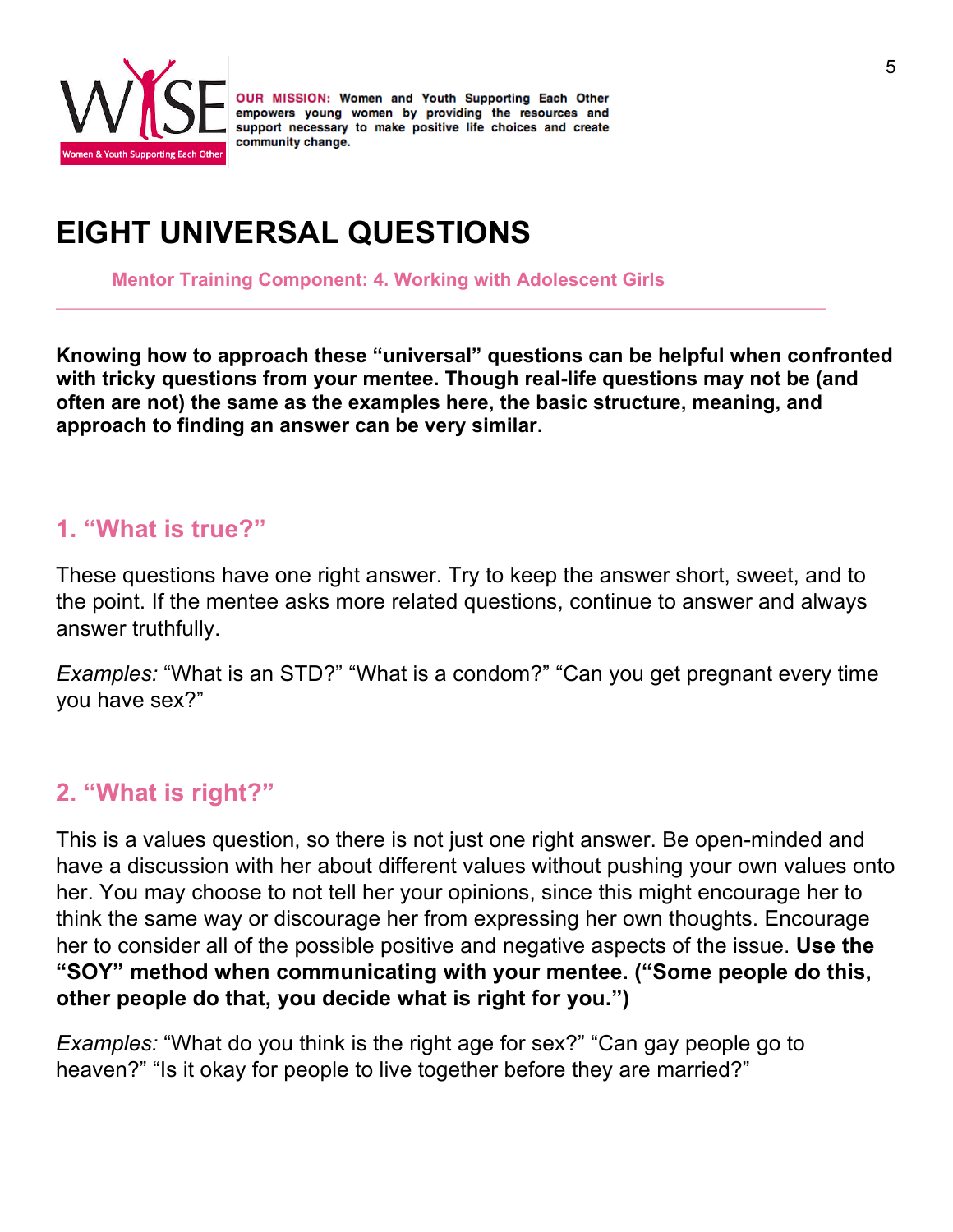# EIGHT UNIVERSAL QUESTIONS

**Mentor Training Component: 4. Working with Adolescent Girls**

---

**Knowing how to approach these "universal" questions can be helpful when confronted with tricky questions from your mentee. Though real-life questions may not be (and often are not) the same as the examples here, the basic structure, meaning, and approach to finding an answer can be very similar.**

## 1. "What is true?"

These questions have one right answer. Try to keep the answer short, sweet, and to the point. If the mentee asks more related questions, continue to answer and always answer truthfully.

*Examples:* "What is an STD?" "What is a condom?" "Can you get pregnant every time you have sex?"

## 2. "What is right?"

This is a values question, so there is not just one right answer. Be open-minded and have a discussion with her about different values without pushing your own values onto her. You may choose to not tell her your opinions, since this might encourage her to think the same way or discourage her from expressing her own thoughts. Encourage her to consider all of the possible positive and negative aspects of the issue. **Use the "SOY" method when communicating with your mentee. ("Some people do this, other people do that, you decide what is right for you.")**

*Examples:* "What do you think is the right age for sex?" "Can gay people go to heaven?" "Is it okay for people to live together before they are married?"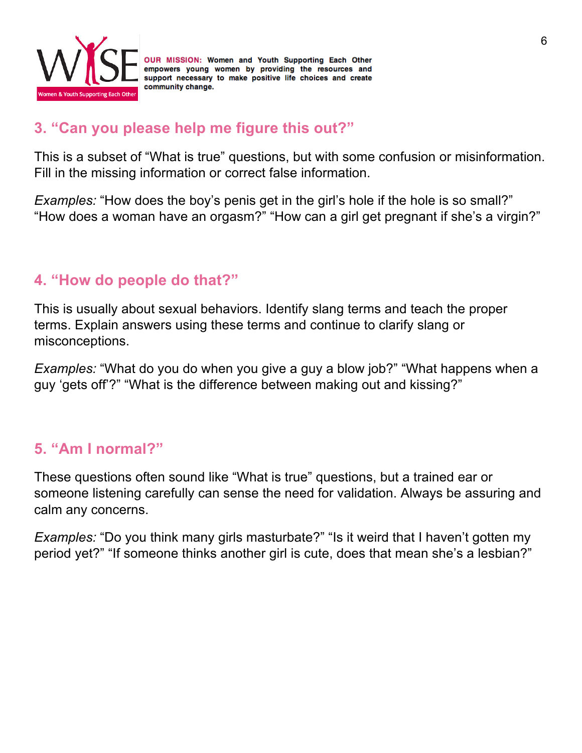OUR MISSION: Women and Youth Supporting Each Other empowers young women by providing the resources and support necessary to make positive life choices and create community change.

## 3. "Can you please help me figure this out?"

This is a subset of "What is true" questions, but with some confusion or misinformation. Fill in the missing information or correct false information.

*Examples:* "How does the boy's penis get in the girl's hole if the hole is so small?" "How does a woman have an orgasm?" "How can a girl get pregnant if she's a virgin?"

## 4. "How do people do that?"

This is usually about sexual behaviors. Identify slang terms and teach the proper terms. Explain answers using these terms and continue to clarify slang or misconceptions.

*Examples:* "What do you do when you give a guy a blow job?" "What happens when a guy 'gets off'?" "What is the difference between making out and kissing?"

## 5. "Am I normal?"

These questions often sound like "What is true" questions, but a trained ear or someone listening carefully can sense the need for validation. Always be assuring and calm any concerns.

*Examples:* "Do you think many girls masturbate?" "Is it weird that I haven't gotten my period yet?" "If someone thinks another girl is cute, does that mean she's a lesbian?"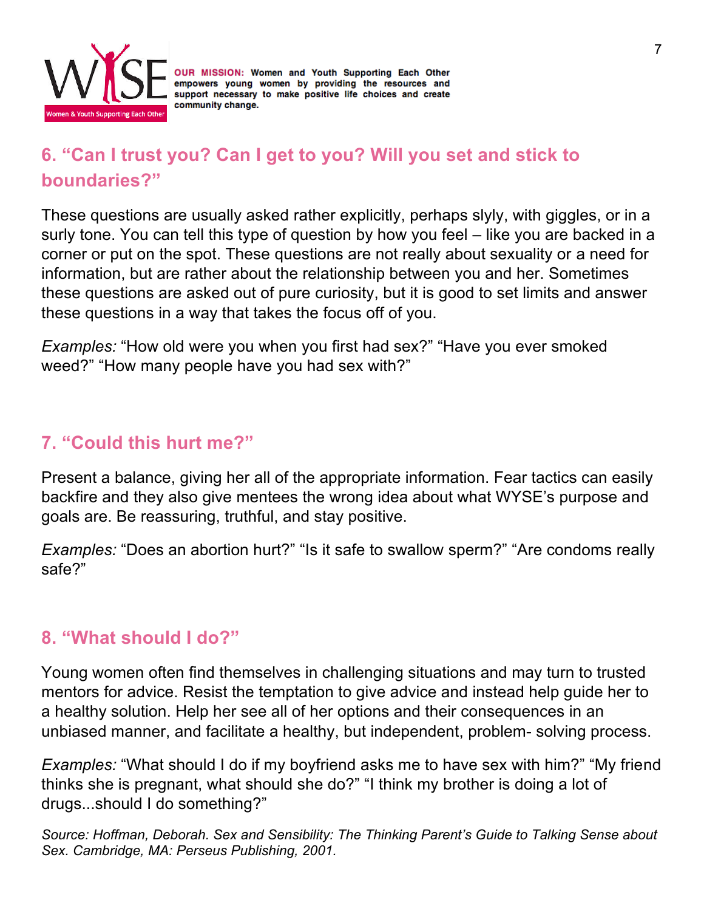## 6. "Can I trust you? Can I get to you? Will you set and stick to boundaries?"

These questions are usually asked rather explicitly, perhaps slyly, with giggles, or in a surly tone. You can tell this type of question by how you feel – like you are backed in a corner or put on the spot. These questions are not really about sexuality or a need for information, but are rather about the relationship between you and her. Sometimes these questions are asked out of pure curiosity, but it is good to set limits and answer these questions in a way that takes the focus off of you.

*Examples:* "How old were you when you first had sex?" "Have you ever smoked weed?" "How many people have you had sex with?"

## 7. "Could this hurt me?"

Present a balance, giving her all of the appropriate information. Fear tactics can easily backfire and they also give mentees the wrong idea about what WYSE's purpose and goals are. Be reassuring, truthful, and stay positive.

*Examples:* "Does an abortion hurt?" "Is it safe to swallow sperm?" "Are condoms really safe?"

## 8. "What should I do?"

Young women often find themselves in challenging situations and may turn to trusted mentors for advice. Resist the temptation to give advice and instead help guide her to a healthy solution. Help her see all of her options and their consequences in an unbiased manner, and facilitate a healthy, but independent, problem- solving process.

*Examples:* "What should I do if my boyfriend asks me to have sex with him?" "My friend thinks she is pregnant, what should she do?" "I think my brother is doing a lot of drugs...should I do something?"

*Source: Hoffman, Deborah. Sex and Sensibility: The Thinking Parent's Guide to Talking Sense about Sex. Cambridge, MA: Perseus Publishing, 2001.*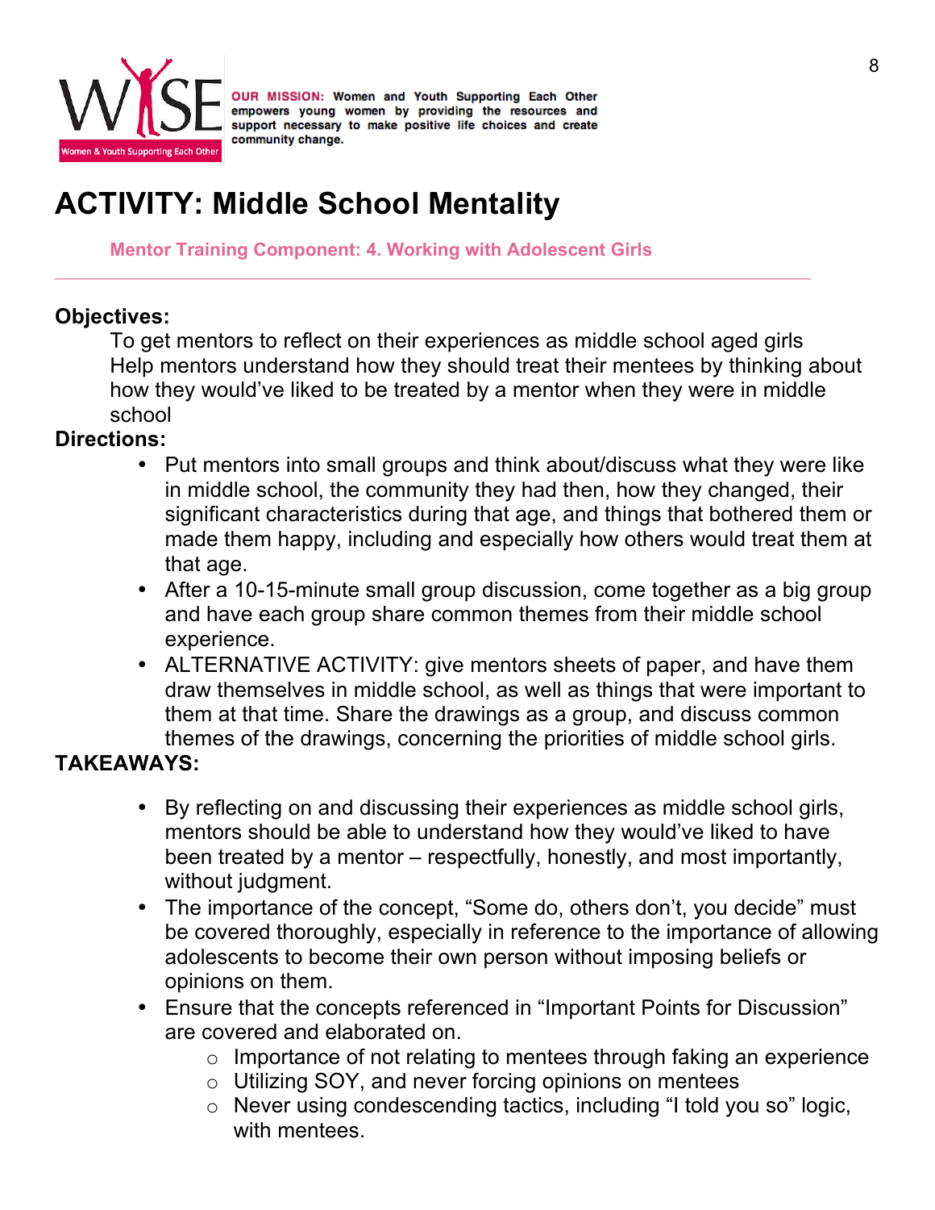OUR MISSION: Women and Youth Supporting Each Other empowers young women by providing the resources and support necessary to make positive life choices and create community change.

# ACTIVITY: Middle School Mentality

**Mentor Training Component: 4. Working with Adolescent Girls**

---

**Objectives:**

To get mentors to reflect on their experiences as middle school aged girls

Help mentors understand how they should treat their mentees by thinking about how they would've liked to be treated by a mentor when they were in middle school

**Directions:**

- Put mentors into small groups and think about/discuss what they were like in middle school, the community they had then, how they changed, their significant characteristics during that age, and things that bothered them or made them happy, including and especially how others would treat them at that age.
- After a 10-15-minute small group discussion, come together as a big group and have each group share common themes from their middle school experience.
- ALTERNATIVE ACTIVITY: give mentors sheets of paper, and have them draw themselves in middle school, as well as things that were important to them at that time. Share the drawings as a group, and discuss common themes of the drawings, concerning the priorities of middle school girls.

**TAKEAWAYS:**

- By reflecting on and discussing their experiences as middle school girls, mentors should be able to understand how they would've liked to have been treated by a mentor – respectfully, honestly, and most importantly, without judgment.
- The importance of the concept, "Some do, others don't, you decide" must be covered thoroughly, especially in reference to the importance of allowing adolescents to become their own person without imposing beliefs or opinions on them.
- Ensure that the concepts referenced in "Important Points for Discussion" are covered and elaborated on.
  - Importance of not relating to mentees through faking an experience
  - Utilizing SOY, and never forcing opinions on mentees
  - Never using condescending tactics, including "I told you so" logic, with mentees.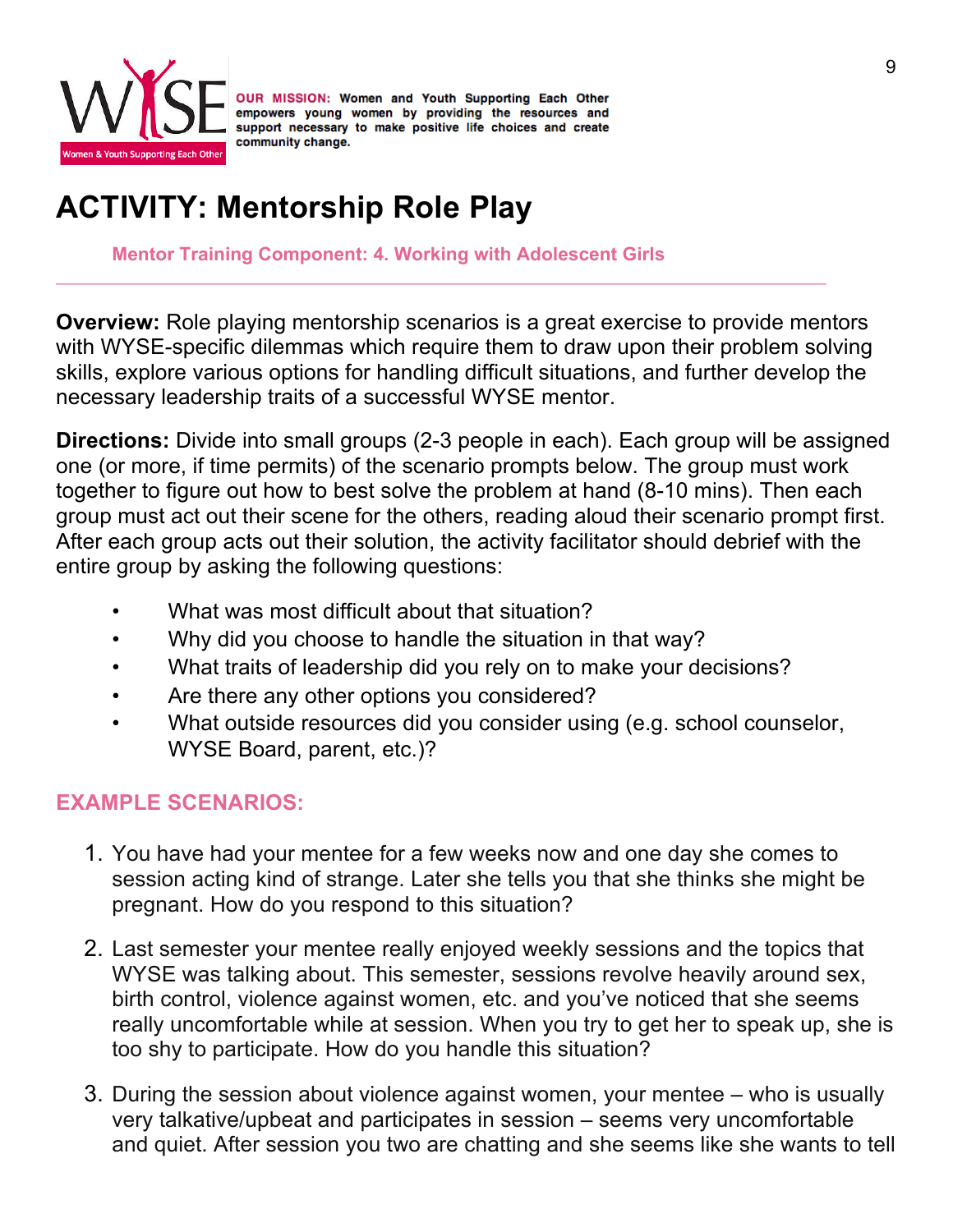**OUR MISSION:** Women and Youth Supporting Each Other empowers young women by providing the resources and support necessary to make positive life choices and create community change.

# ACTIVITY: Mentorship Role Play

**Mentor Training Component: 4. Working with Adolescent Girls**

---

**Overview:** Role playing mentorship scenarios is a great exercise to provide mentors with WYSE-specific dilemmas which require them to draw upon their problem solving skills, explore various options for handling difficult situations, and further develop the necessary leadership traits of a successful WYSE mentor.

**Directions:** Divide into small groups (2-3 people in each). Each group will be assigned one (or more, if time permits) of the scenario prompts below. The group must work together to figure out how to best solve the problem at hand (8-10 mins). Then each group must act out their scene for the others, reading aloud their scenario prompt first. After each group acts out their solution, the activity facilitator should debrief with the entire group by asking the following questions:

- What was most difficult about that situation?
- Why did you choose to handle the situation in that way?
- What traits of leadership did you rely on to make your decisions?
- Are there any other options you considered?
- What outside resources did you consider using (e.g. school counselor, WYSE Board, parent, etc.)?

## EXAMPLE SCENARIOS:

1. You have had your mentee for a few weeks now and one day she comes to session acting kind of strange. Later she tells you that she thinks she might be pregnant. How do you respond to this situation?
2. Last semester your mentee really enjoyed weekly sessions and the topics that WYSE was talking about. This semester, sessions revolve heavily around sex, birth control, violence against women, etc. and you've noticed that she seems really uncomfortable while at session. When you try to get her to speak up, she is too shy to participate. How do you handle this situation?
3. During the session about violence against women, your mentee – who is usually very talkative/upbeat and participates in session – seems very uncomfortable and quiet. After session you two are chatting and she seems like she wants to tell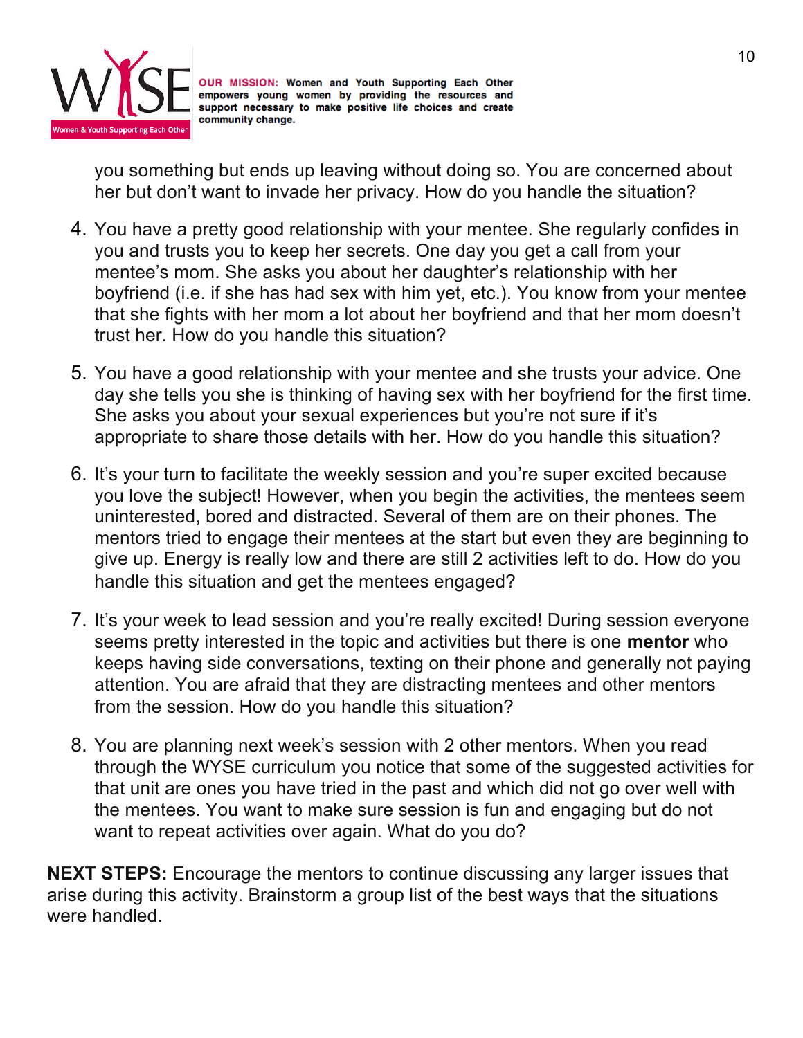you something but ends up leaving without doing so. You are concerned about her but don't want to invade her privacy. How do you handle the situation?

4. You have a pretty good relationship with your mentee. She regularly confides in you and trusts you to keep her secrets. One day you get a call from your mentee's mom. She asks you about her daughter's relationship with her boyfriend (i.e. if she has had sex with him yet, etc.). You know from your mentee that she fights with her mom a lot about her boyfriend and that her mom doesn't trust her. How do you handle this situation?

5. You have a good relationship with your mentee and she trusts your advice. One day she tells you she is thinking of having sex with her boyfriend for the first time. She asks you about your sexual experiences but you're not sure if it's appropriate to share those details with her. How do you handle this situation?

6. It's your turn to facilitate the weekly session and you're super excited because you love the subject! However, when you begin the activities, the mentees seem uninterested, bored and distracted. Several of them are on their phones. The mentors tried to engage their mentees at the start but even they are beginning to give up. Energy is really low and there are still 2 activities left to do. How do you handle this situation and get the mentees engaged?

7. It's your week to lead session and you're really excited! During session everyone seems pretty interested in the topic and activities but there is one **mentor** who keeps having side conversations, texting on their phone and generally not paying attention. You are afraid that they are distracting mentees and other mentors from the session. How do you handle this situation?

8. You are planning next week's session with 2 other mentors. When you read through the WYSE curriculum you notice that some of the suggested activities for that unit are ones you have tried in the past and which did not go over well with the mentees. You want to make sure session is fun and engaging but do not want to repeat activities over again. What do you do?

**NEXT STEPS:** Encourage the mentors to continue discussing any larger issues that arise during this activity. Brainstorm a group list of the best ways that the situations were handled.